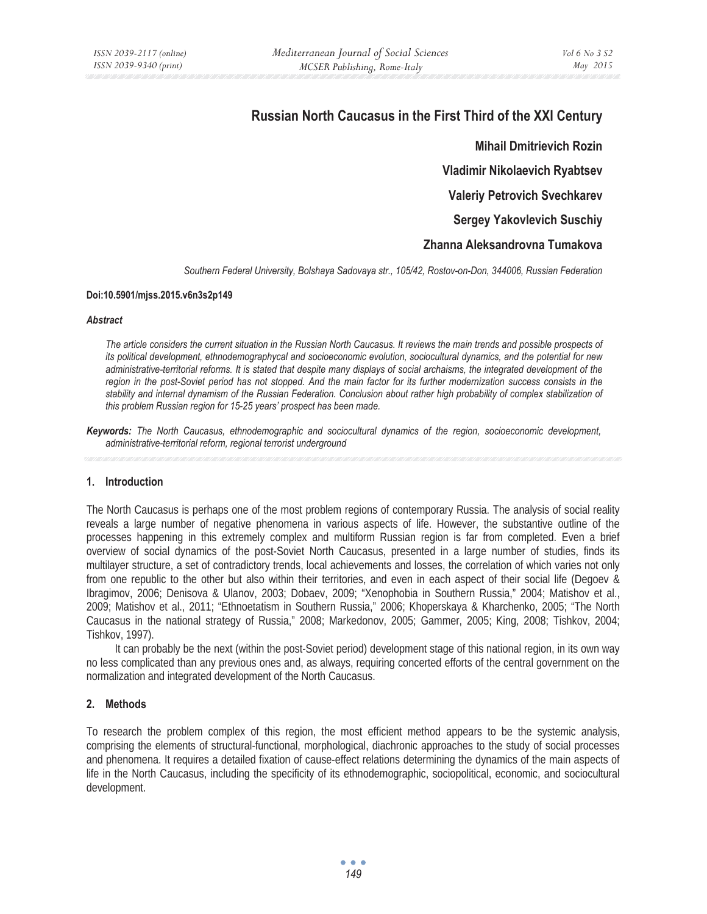# Russian North Caucasus in the First Third of the XXI Century

**Mihail Dmitrievich Rozin**

**Vladimir Nikolaevich Ryabtsev**

**Valeriy Petrovich Svechkarev**

**Sergey Yakovlevich Suschiy**

**Zhanna Aleksandrovna Tumakova**

*Southern Federal University, Bolshaya Sadovaya str., 105/42, Rostov-on-Don, 344006, Russian Federation*

**Doi:10.5901/mjss.2015.v6n3s2p149**

***Abstract***

*The article considers the current situation in the Russian North Caucasus. It reviews the main trends and possible prospects of its political development, ethnodemographychal and socioeconomic evolution, sociocultural dynamics, and the potential for new administrative-territorial reforms. It is stated that despite many displays of social archaisms, the integrated development of the region in the post-Soviet period has not stopped. And the main factor for its further modernization success consists in the stability and internal dynamism of the Russian Federation. Conclusion about rather high probability of complex stabilization of this problem Russian region for 15-25 years' prospect has been made.*

***Keywords:*** *The North Caucasus, ethnodemographic and sociocultural dynamics of the region, socioeconomic development, administrative-territorial reform, regional terrorist underground*

## 1. Introduction

The North Caucasus is perhaps one of the most problem regions of contemporary Russia. The analysis of social reality reveals a large number of negative phenomena in various aspects of life. However, the substantive outline of the processes happening in this extremely complex and multiform Russian region is far from completed. Even a brief overview of social dynamics of the post-Soviet North Caucasus, presented in a large number of studies, finds its multilayer structure, a set of contradictory trends, local achievements and losses, the correlation of which varies not only from one republic to the other but also within their territories, and even in each aspect of their social life (Degoev & Ibragimov, 2006; Denisova & Ulanov, 2003; Dobaev, 2009; "Xenophobia in Southern Russia," 2004; Matishov et al., 2009; Matishov et al., 2011; "Ethnoetatism in Southern Russia," 2006; Khoperskaya & Kharchenko, 2005; "The North Caucasus in the national strategy of Russia," 2008; Markedonov, 2005; Gammer, 2005; King, 2008; Tishkov, 2004; Tishkov, 1997).

It can probably be the next (within the post-Soviet period) development stage of this national region, in its own way no less complicated than any previous ones and, as always, requiring concerted efforts of the central government on the normalization and integrated development of the North Caucasus.

## 2. Methods

To research the problem complex of this region, the most efficient method appears to be the systemic analysis, comprising the elements of structural-functional, morphological, diachronic approaches to the study of social processes and phenomena. It requires a detailed fixation of cause-effect relations determining the dynamics of the main aspects of life in the North Caucasus, including the specificity of its ethnodemographic, sociopolitical, economic, and sociocultural development.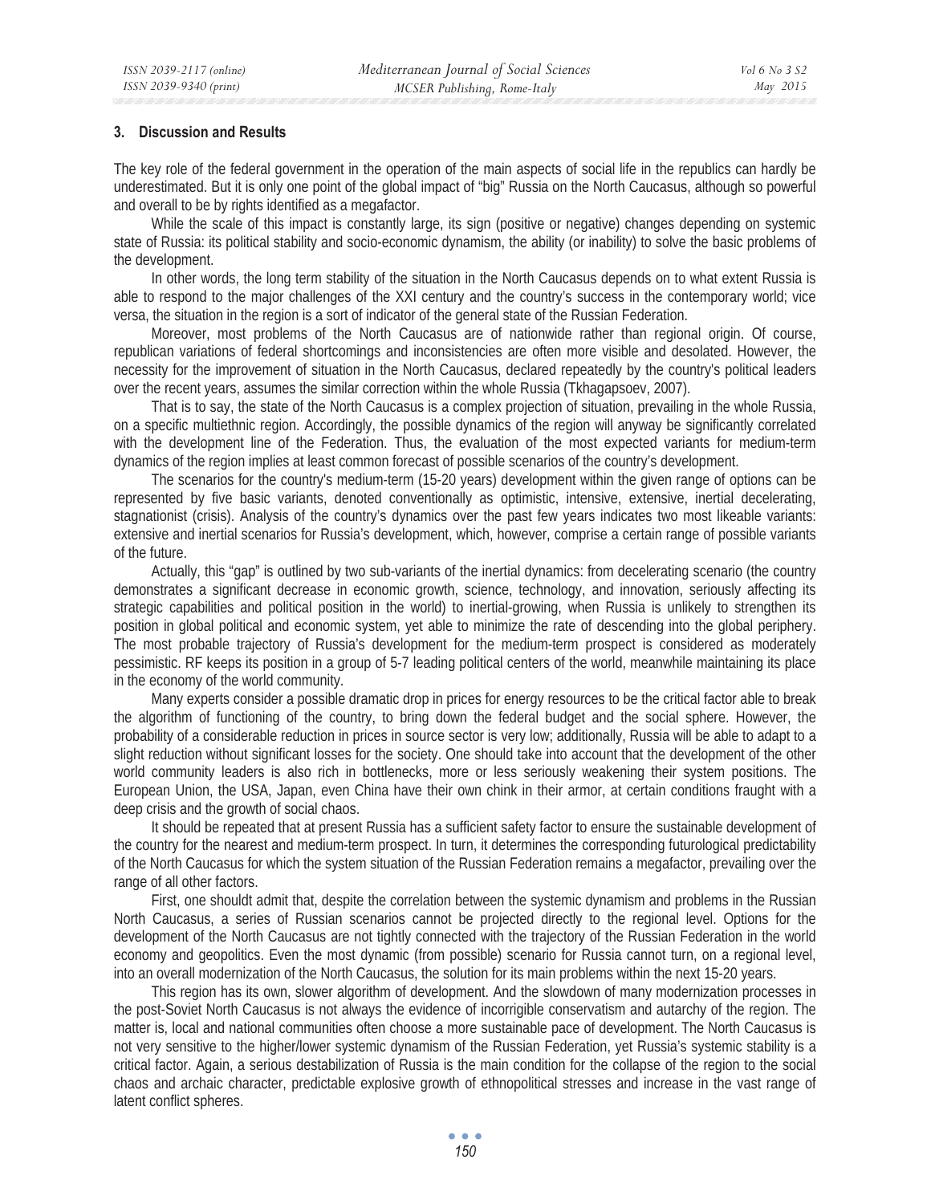## 3. Discussion and Results

The key role of the federal government in the operation of the main aspects of social life in the republics can hardly be underestimated. But it is only one point of the global impact of "big" Russia on the North Caucasus, although so powerful and overall to be by rights identified as a megafactor.

While the scale of this impact is constantly large, its sign (positive or negative) changes depending on systemic state of Russia: its political stability and socio-economic dynamism, the ability (or inability) to solve the basic problems of the development.

In other words, the long term stability of the situation in the North Caucasus depends on to what extent Russia is able to respond to the major challenges of the XXI century and the country's success in the contemporary world; vice versa, the situation in the region is a sort of indicator of the general state of the Russian Federation.

Moreover, most problems of the North Caucasus are of nationwide rather than regional origin. Of course, republican variations of federal shortcomings and inconsistencies are often more visible and desolated. However, the necessity for the improvement of situation in the North Caucasus, declared repeatedly by the country's political leaders over the recent years, assumes the similar correction within the whole Russia (Tkhagapsoev, 2007).

That is to say, the state of the North Caucasus is a complex projection of situation, prevailing in the whole Russia, on a specific multiethnic region. Accordingly, the possible dynamics of the region will anyway be significantly correlated with the development line of the Federation. Thus, the evaluation of the most expected variants for medium-term dynamics of the region implies at least common forecast of possible scenarios of the country's development.

The scenarios for the country's medium-term (15-20 years) development within the given range of options can be represented by five basic variants, denoted conventionally as optimistic, intensive, extensive, inertial decelerating, stagnationist (crisis). Analysis of the country's dynamics over the past few years indicates two most likeable variants: extensive and inertial scenarios for Russia's development, which, however, comprise a certain range of possible variants of the future.

Actually, this "gap" is outlined by two sub-variants of the inertial dynamics: from decelerating scenario (the country demonstrates a significant decrease in economic growth, science, technology, and innovation, seriously affecting its strategic capabilities and political position in the world) to inertial-growing, when Russia is unlikely to strengthen its position in global political and economic system, yet able to minimize the rate of descending into the global periphery. The most probable trajectory of Russia's development for the medium-term prospect is considered as moderately pessimistic. RF keeps its position in a group of 5-7 leading political centers of the world, meanwhile maintaining its place in the economy of the world community.

Many experts consider a possible dramatic drop in prices for energy resources to be the critical factor able to break the algorithm of functioning of the country, to bring down the federal budget and the social sphere. However, the probability of a considerable reduction in prices in source sector is very low; additionally, Russia will be able to adapt to a slight reduction without significant losses for the society. One should take into account that the development of the other world community leaders is also rich in bottlenecks, more or less seriously weakening their system positions. The European Union, the USA, Japan, even China have their own chink in their armor, at certain conditions fraught with a deep crisis and the growth of social chaos.

It should be repeated that at present Russia has a sufficient safety factor to ensure the sustainable development of the country for the nearest and medium-term prospect. In turn, it determines the corresponding futurological predictability of the North Caucasus for which the system situation of the Russian Federation remains a megafactor, prevailing over the range of all other factors.

First, one shouldt admit that, despite the correlation between the systemic dynamism and problems in the Russian North Caucasus, a series of Russian scenarios cannot be projected directly to the regional level. Options for the development of the North Caucasus are not tightly connected with the trajectory of the Russian Federation in the world economy and geopolitics. Even the most dynamic (from possible) scenario for Russia cannot turn, on a regional level, into an overall modernization of the North Caucasus, the solution for its main problems within the next 15-20 years.

This region has its own, slower algorithm of development. And the slowdown of many modernization processes in the post-Soviet North Caucasus is not always the evidence of incorrigible conservatism and autarchy of the region. The matter is, local and national communities often choose a more sustainable pace of development. The North Caucasus is not very sensitive to the higher/lower systemic dynamism of the Russian Federation, yet Russia's systemic stability is a critical factor. Again, a serious destabilization of Russia is the main condition for the collapse of the region to the social chaos and archaic character, predictable explosive growth of ethnopolitical stresses and increase in the vast range of latent conflict spheres.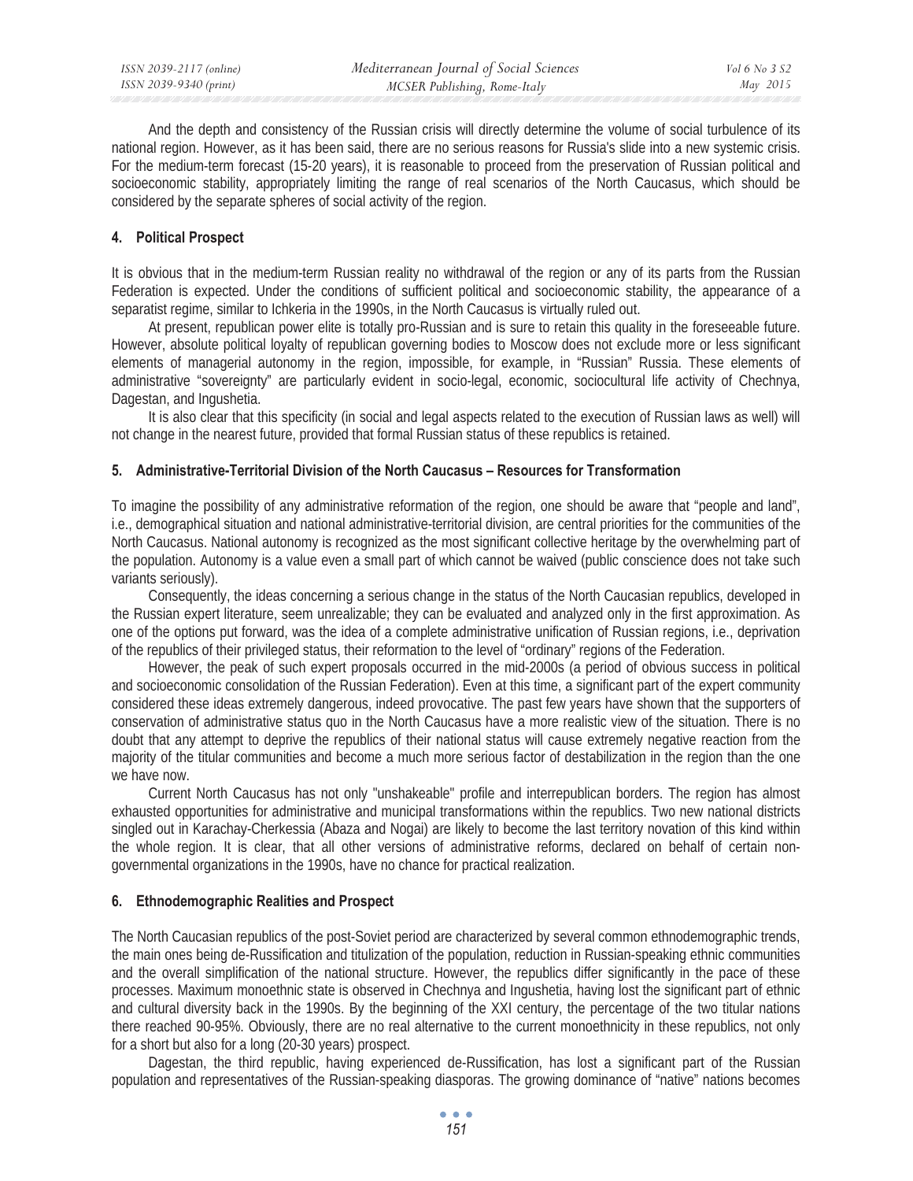And the depth and consistency of the Russian crisis will directly determine the volume of social turbulence of its national region. However, as it has been said, there are no serious reasons for Russia's slide into a new systemic crisis. For the medium-term forecast (15-20 years), it is reasonable to proceed from the preservation of Russian political and socioeconomic stability, appropriately limiting the range of real scenarios of the North Caucasus, which should be considered by the separate spheres of social activity of the region.

## 4. Political Prospect

It is obvious that in the medium-term Russian reality no withdrawal of the region or any of its parts from the Russian Federation is expected. Under the conditions of sufficient political and socioeconomic stability, the appearance of a separatist regime, similar to Ichkeria in the 1990s, in the North Caucasus is virtually ruled out.

At present, republican power elite is totally pro-Russian and is sure to retain this quality in the foreseeable future. However, absolute political loyalty of republican governing bodies to Moscow does not exclude more or less significant elements of managerial autonomy in the region, impossible, for example, in "Russian" Russia. These elements of administrative "sovereignty" are particularly evident in socio-legal, economic, sociocultural life activity of Chechnya, Dagestan, and Ingushetia.

It is also clear that this specificity (in social and legal aspects related to the execution of Russian laws as well) will not change in the nearest future, provided that formal Russian status of these republics is retained.

## 5. Administrative-Territorial Division of the North Caucasus – Resources for Transformation

To imagine the possibility of any administrative reformation of the region, one should be aware that "people and land", i.e., demographical situation and national administrative-territorial division, are central priorities for the communities of the North Caucasus. National autonomy is recognized as the most significant collective heritage by the overwhelming part of the population. Autonomy is a value even a small part of which cannot be waived (public conscience does not take such variants seriously).

Consequently, the ideas concerning a serious change in the status of the North Caucasian republics, developed in the Russian expert literature, seem unrealizable; they can be evaluated and analyzed only in the first approximation. As one of the options put forward, was the idea of a complete administrative unification of Russian regions, i.e., deprivation of the republics of their privileged status, their reformation to the level of "ordinary" regions of the Federation.

However, the peak of such expert proposals occurred in the mid-2000s (a period of obvious success in political and socioeconomic consolidation of the Russian Federation). Even at this time, a significant part of the expert community considered these ideas extremely dangerous, indeed provocative. The past few years have shown that the supporters of conservation of administrative status quo in the North Caucasus have a more realistic view of the situation. There is no doubt that any attempt to deprive the republics of their national status will cause extremely negative reaction from the majority of the titular communities and become a much more serious factor of destabilization in the region than the one we have now.

Current North Caucasus has not only "unshakeable" profile and interrepublican borders. The region has almost exhausted opportunities for administrative and municipal transformations within the republics. Two new national districts singled out in Karachay-Cherkessia (Abaza and Nogai) are likely to become the last territory novation of this kind within the whole region. It is clear, that all other versions of administrative reforms, declared on behalf of certain non-governmental organizations in the 1990s, have no chance for practical realization.

## 6. Ethnodemographic Realities and Prospect

The North Caucasian republics of the post-Soviet period are characterized by several common ethnodemographic trends, the main ones being de-Russification and titulization of the population, reduction in Russian-speaking ethnic communities and the overall simplification of the national structure. However, the republics differ significantly in the pace of these processes. Maximum monoethnic state is observed in Chechnya and Ingushetia, having lost the significant part of ethnic and cultural diversity back in the 1990s. By the beginning of the XXI century, the percentage of the two titular nations there reached 90-95%. Obviously, there are no real alternative to the current monoethnicity in these republics, not only for a short but also for a long (20-30 years) prospect.

Dagestan, the third republic, having experienced de-Russification, has lost a significant part of the Russian population and representatives of the Russian-speaking diasporas. The growing dominance of "native" nations becomes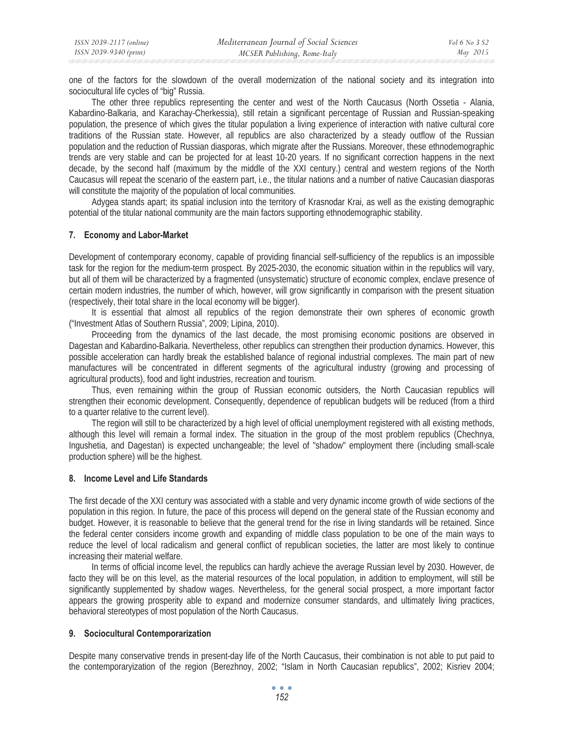one of the factors for the slowdown of the overall modernization of the national society and its integration into sociocultural life cycles of "big" Russia.

The other three republics representing the center and west of the North Caucasus (North Ossetia - Alania, Kabardino-Balkaria, and Karachay-Cherkessia), still retain a significant percentage of Russian and Russian-speaking population, the presence of which gives the titular population a living experience of interaction with native cultural core traditions of the Russian state. However, all republics are also characterized by a steady outflow of the Russian population and the reduction of Russian diasporas, which migrate after the Russians. Moreover, these ethnodemographic trends are very stable and can be projected for at least 10-20 years. If no significant correction happens in the next decade, by the second half (maximum by the middle of the XXI century.) central and western regions of the North Caucasus will repeat the scenario of the eastern part, i.e., the titular nations and a number of native Caucasian diasporas will constitute the majority of the population of local communities.

Adygea stands apart; its spatial inclusion into the territory of Krasnodar Krai, as well as the existing demographic potential of the titular national community are the main factors supporting ethnodemographic stability.

## 7. Economy and Labor-Market

Development of contemporary economy, capable of providing financial self-sufficiency of the republics is an impossible task for the region for the medium-term prospect. By 2025-2030, the economic situation within in the republics will vary, but all of them will be characterized by a fragmented (unsystematic) structure of economic complex, enclave presence of certain modern industries, the number of which, however, will grow significantly in comparison with the present situation (respectively, their total share in the local economy will be bigger).

It is essential that almost all republics of the region demonstrate their own spheres of economic growth ("Investment Atlas of Southern Russia", 2009; Lipina, 2010).

Proceeding from the dynamics of the last decade, the most promising economic positions are observed in Dagestan and Kabardino-Balkaria. Nevertheless, other republics can strengthen their production dynamics. However, this possible acceleration can hardly break the established balance of regional industrial complexes. The main part of new manufactures will be concentrated in different segments of the agricultural industry (growing and processing of agricultural products), food and light industries, recreation and tourism.

Thus, even remaining within the group of Russian economic outsiders, the North Caucasian republics will strengthen their economic development. Consequently, dependence of republican budgets will be reduced (from a third to a quarter relative to the current level).

The region will still to be characterized by a high level of official unemployment registered with all existing methods, although this level will remain a formal index. The situation in the group of the most problem republics (Chechnya, Ingushetia, and Dagestan) is expected unchangeable; the level of "shadow" employment there (including small-scale production sphere) will be the highest.

## 8. Income Level and Life Standards

The first decade of the XXI century was associated with a stable and very dynamic income growth of wide sections of the population in this region. In future, the pace of this process will depend on the general state of the Russian economy and budget. However, it is reasonable to believe that the general trend for the rise in living standards will be retained. Since the federal center considers income growth and expanding of middle class population to be one of the main ways to reduce the level of local radicalism and general conflict of republican societies, the latter are most likely to continue increasing their material welfare.

In terms of official income level, the republics can hardly achieve the average Russian level by 2030. However, de facto they will be on this level, as the material resources of the local population, in addition to employment, will still be significantly supplemented by shadow wages. Nevertheless, for the general social prospect, a more important factor appears the growing prosperity able to expand and modernize consumer standards, and ultimately living practices, behavioral stereotypes of most population of the North Caucasus.

## 9. Sociocultural Contemporarization

Despite many conservative trends in present-day life of the North Caucasus, their combination is not able to put paid to the contemporaryization of the region (Berezhnoy, 2002; "Islam in North Caucasian republics", 2002; Kisriev 2004;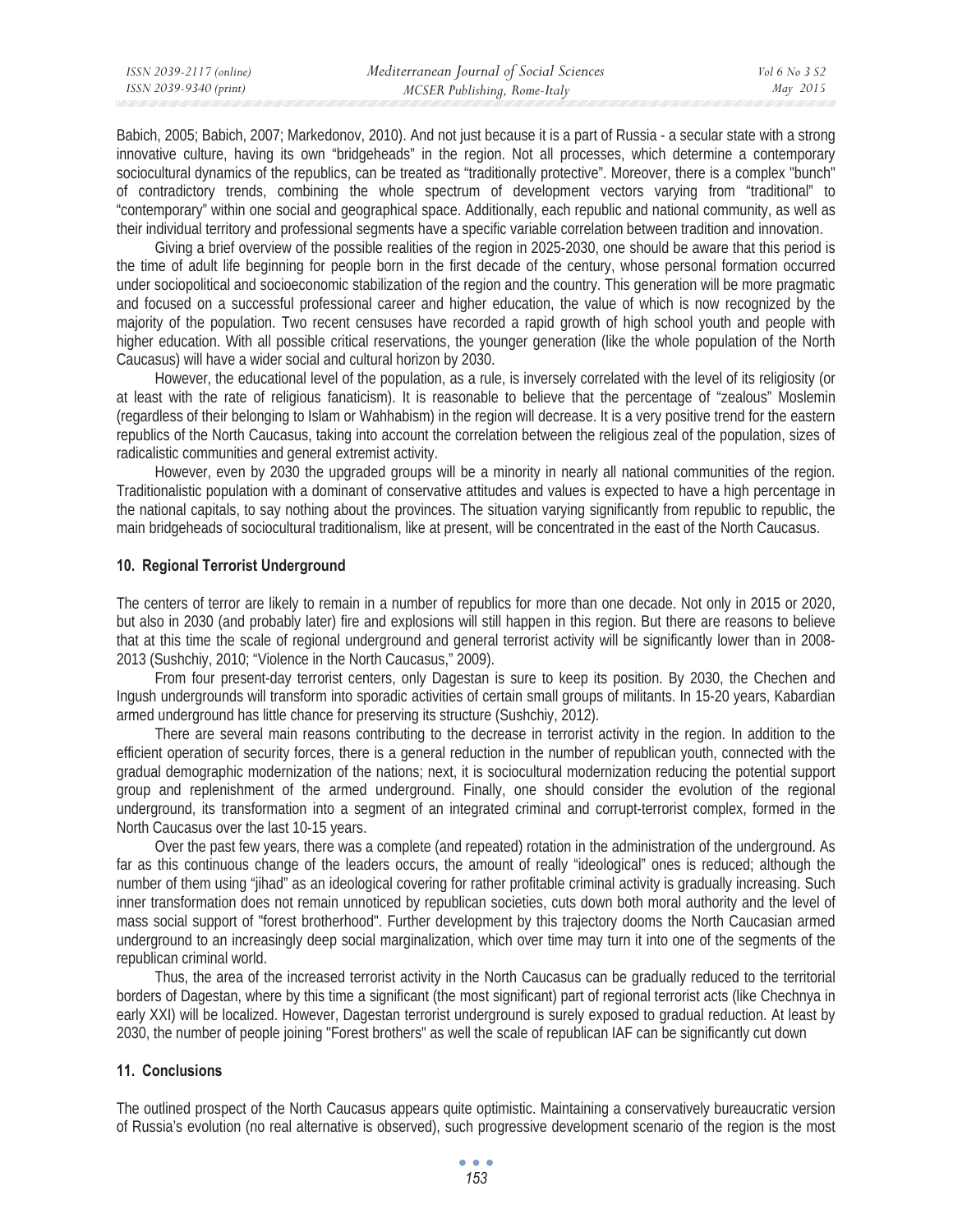Babich, 2005; Babich, 2007; Markedonov, 2010). And not just because it is a part of Russia - a secular state with a strong innovative culture, having its own "bridgeheads" in the region. Not all processes, which determine a contemporary sociocultural dynamics of the republics, can be treated as "traditionally protective". Moreover, there is a complex "bunch" of contradictory trends, combining the whole spectrum of development vectors varying from "traditional" to "contemporary" within one social and geographical space. Additionally, each republic and national community, as well as their individual territory and professional segments have a specific variable correlation between tradition and innovation.

Giving a brief overview of the possible realities of the region in 2025-2030, one should be aware that this period is the time of adult life beginning for people born in the first decade of the century, whose personal formation occurred under sociopolitical and socioeconomic stabilization of the region and the country. This generation will be more pragmatic and focused on a successful professional career and higher education, the value of which is now recognized by the majority of the population. Two recent censuses have recorded a rapid growth of high school youth and people with higher education. With all possible critical reservations, the younger generation (like the whole population of the North Caucasus) will have a wider social and cultural horizon by 2030.

However, the educational level of the population, as a rule, is inversely correlated with the level of its religiosity (or at least with the rate of religious fanaticism). It is reasonable to believe that the percentage of "zealous" Moslemin (regardless of their belonging to Islam or Wahhabism) in the region will decrease. It is a very positive trend for the eastern republics of the North Caucasus, taking into account the correlation between the religious zeal of the population, sizes of radicalistic communities and general extremist activity.

However, even by 2030 the upgraded groups will be a minority in nearly all national communities of the region. Traditionalistic population with a dominant of conservative attitudes and values is expected to have a high percentage in the national capitals, to say nothing about the provinces. The situation varying significantly from republic to republic, the main bridgeheads of sociocultural traditionalism, like at present, will be concentrated in the east of the North Caucasus.

## 10. Regional Terrorist Underground

The centers of terror are likely to remain in a number of republics for more than one decade. Not only in 2015 or 2020, but also in 2030 (and probably later) fire and explosions will still happen in this region. But there are reasons to believe that at this time the scale of regional underground and general terrorist activity will be significantly lower than in 2008-2013 (Sushchiy, 2010; "Violence in the North Caucasus," 2009).

From four present-day terrorist centers, only Dagestan is sure to keep its position. By 2030, the Chechen and Ingush undergrounds will transform into sporadic activities of certain small groups of militants. In 15-20 years, Kabardian armed underground has little chance for preserving its structure (Sushchiy, 2012).

There are several main reasons contributing to the decrease in terrorist activity in the region. In addition to the efficient operation of security forces, there is a general reduction in the number of republican youth, connected with the gradual demographic modernization of the nations; next, it is sociocultural modernization reducing the potential support group and replenishment of the armed underground. Finally, one should consider the evolution of the regional underground, its transformation into a segment of an integrated criminal and corrupt-terrorist complex, formed in the North Caucasus over the last 10-15 years.

Over the past few years, there was a complete (and repeated) rotation in the administration of the underground. As far as this continuous change of the leaders occurs, the amount of really "ideological" ones is reduced; although the number of them using "jihad" as an ideological covering for rather profitable criminal activity is gradually increasing. Such inner transformation does not remain unnoticed by republican societies, cuts down both moral authority and the level of mass social support of "forest brotherhood". Further development by this trajectory dooms the North Caucasian armed underground to an increasingly deep social marginalization, which over time may turn it into one of the segments of the republican criminal world.

Thus, the area of the increased terrorist activity in the North Caucasus can be gradually reduced to the territorial borders of Dagestan, where by this time a significant (the most significant) part of regional terrorist acts (like Chechnya in early XXI) will be localized. However, Dagestan terrorist underground is surely exposed to gradual reduction. At least by 2030, the number of people joining "Forest brothers" as well the scale of republican IAF can be significantly cut down

## 11. Conclusions

The outlined prospect of the North Caucasus appears quite optimistic. Maintaining a conservatively bureaucratic version of Russia's evolution (no real alternative is observed), such progressive development scenario of the region is the most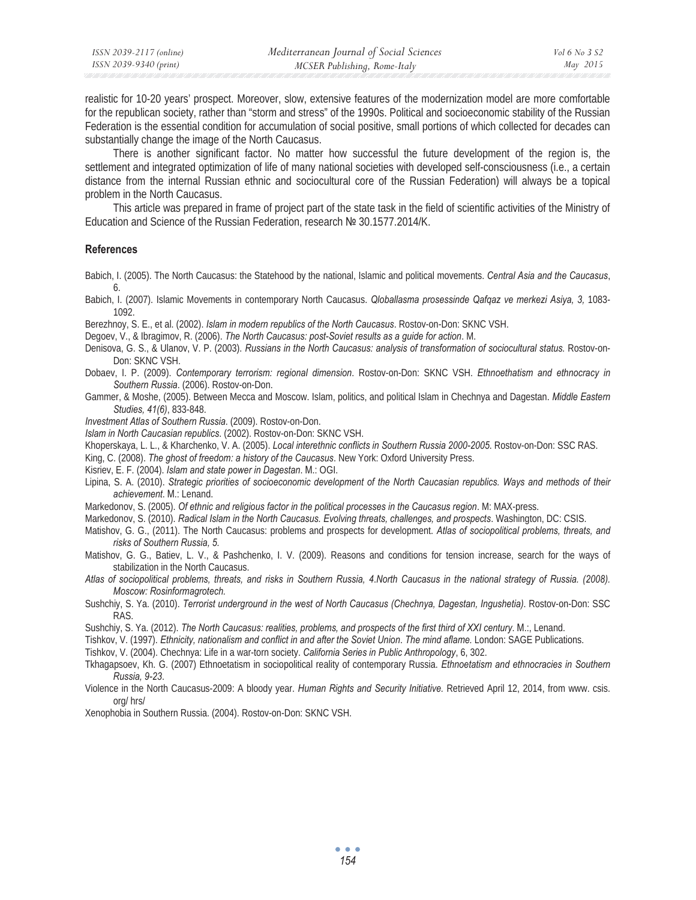realistic for 10-20 years' prospect. Moreover, slow, extensive features of the modernization model are more comfortable for the republican society, rather than "storm and stress" of the 1990s. Political and socioeconomic stability of the Russian Federation is the essential condition for accumulation of social positive, small portions of which collected for decades can substantially change the image of the North Caucasus.

There is another significant factor. No matter how successful the future development of the region is, the settlement and integrated optimization of life of many national societies with developed self-consciousness (i.e., a certain distance from the internal Russian ethnic and sociocultural core of the Russian Federation) will always be a topical problem in the North Caucasus.

This article was prepared in frame of project part of the state task in the field of scientific activities of the Ministry of Education and Science of the Russian Federation, research № 30.1577.2014/K.

## References

Babich, I. (2005). The North Caucasus: the Statehood by the national, Islamic and political movements. *Central Asia and the Caucasus*, 6.

Babich, I. (2007). Islamic Movements in contemporary North Caucasus. *Qloballasma prosessinde Qafqaz ve merkezi Asiya, 3,* 1083-1092.

Berezhnoy, S. E., et al. (2002). *Islam in modern republics of the North Caucasus*. Rostov-on-Don: SKNC VSH.

Degoev, V., & Ibragimov, R. (2006). *The North Caucasus: post-Soviet results as a guide for action*. M.

Denisova, G. S., & Ulanov, V. P. (2003). *Russians in the North Caucasus: analysis of transformation of sociocultural status.* Rostov-on-Don: SKNC VSH.

Dobaev, I. P. (2009). *Contemporary terrorism: regional dimension*. Rostov-on-Don: SKNC VSH. *Ethnoethatism and ethnocracy in Southern Russia*. (2006). Rostov-on-Don.

Gammer, & Moshe, (2005). Between Mecca and Moscow. Islam, politics, and political Islam in Chechnya and Dagestan. *Middle Eastern Studies, 41(6)*, 833-848.

*Investment Atlas of Southern Russia*. (2009). Rostov-on-Don.

*Islam in North Caucasian republics*. (2002). Rostov-on-Don: SKNC VSH.

Khoperskaya, L. L., & Kharchenko, V. A. (2005). *Local interethnic conflicts in Southern Russia 2000-2005*. Rostov-on-Don: SSC RAS.

King, C. (2008). *The ghost of freedom: a history of the Caucasus*. New York: Oxford University Press.

Kisriev, E. F. (2004). *Islam and state power in Dagestan*. M.: OGI.

Lipina, S. A. (2010). *Strategic priorities of socioeconomic development of the North Caucasian republics. Ways and methods of their achievement*. M.: Lenand.

Markedonov, S. (2005). *Of ethnic and religious factor in the political processes in the Caucasus region*. M: MAX-press.

Markedonov, S. (2010). *Radical Islam in the North Caucasus. Evolving threats, challenges, and prospects*. Washington, DC: CSIS.

Matishov, G. G., (2011). The North Caucasus: problems and prospects for development. *Atlas of sociopolitical problems, threats, and risks of Southern Russia, 5.*

Matishov, G. G., Batiev, L. V., & Pashchenko, I. V. (2009). Reasons and conditions for tension increase, search for the ways of stabilization in the North Caucasus.

*Atlas of sociopolitical problems, threats, and risks in Southern Russia, 4.North Caucasus in the national strategy of Russia. (2008). Moscow: Rosinformagrotech.*

Sushchiy, S. Ya. (2010). *Terrorist underground in the west of North Caucasus (Chechnya, Dagestan, Ingushetia)*. Rostov-on-Don: SSC RAS.

Sushchiy, S. Ya. (2012). *The North Caucasus: realities, problems, and prospects of the first third of XXI century*. M.:, Lenand.

Tishkov, V. (1997). *Ethnicity, nationalism and conflict in and after the Soviet Union*. *The mind aflame.* London: SAGE Publications.

Tishkov, V. (2004). Chechnya: Life in a war-torn society. *California Series in Public Anthropology*, 6, 302.

Tkhagapsoev, Kh. G. (2007) Ethnoetatism in sociopolitical reality of contemporary Russia. *Ethnoetatism and ethnocracies in Southern Russia, 9-23.*

Violence in the North Caucasus-2009: A bloody year. *Human Rights and Security Initiative.* Retrieved April 12, 2014, from www. csis. org/ hrs/

Xenophobia in Southern Russia. (2004). Rostov-on-Don: SKNC VSH.